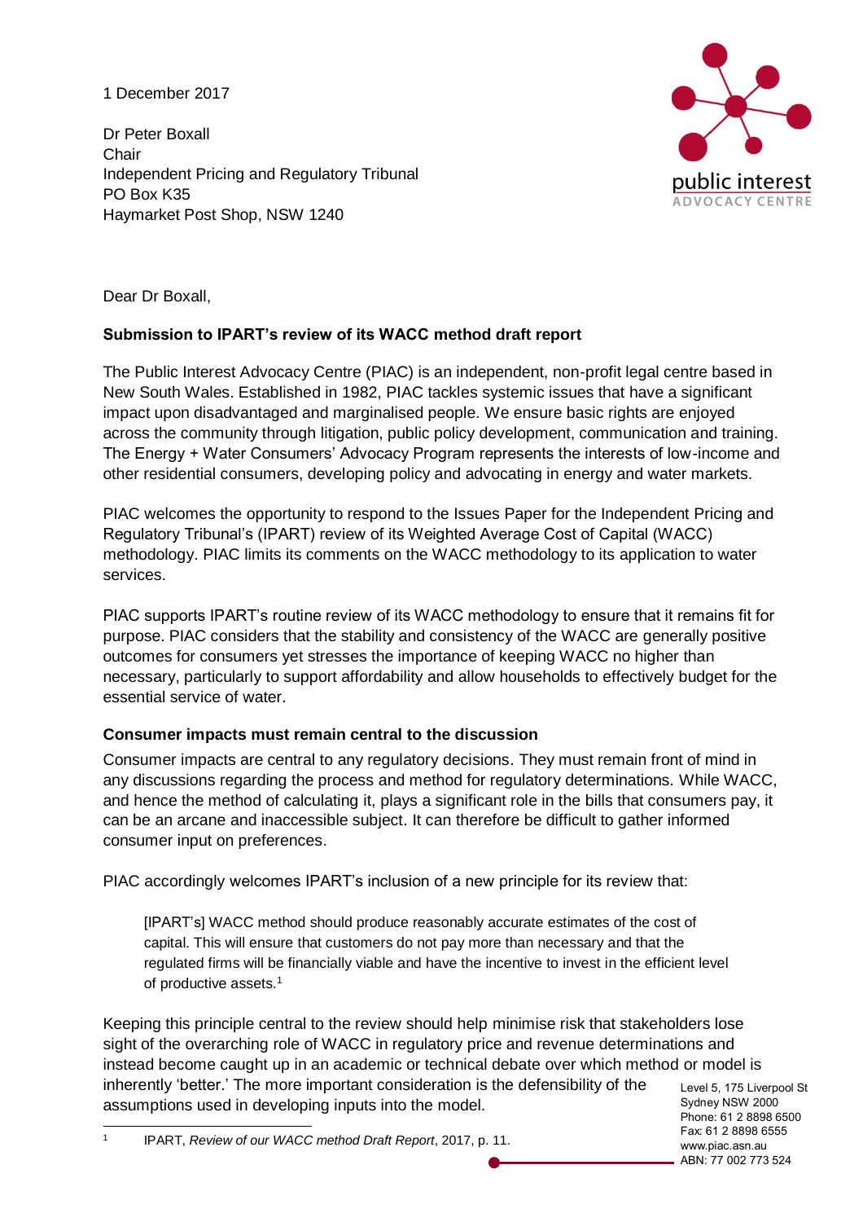1 December 2017

Dr Peter Boxall
Chair
Independent Pricing and Regulatory Tribunal
PO Box K35
Haymarket Post Shop, NSW 1240

Dear Dr Boxall,

**Submission to IPART's review of its WACC method draft report**

The Public Interest Advocacy Centre (PIAC) is an independent, non-profit legal centre based in New South Wales. Established in 1982, PIAC tackles systemic issues that have a significant impact upon disadvantaged and marginalised people. We ensure basic rights are enjoyed across the community through litigation, public policy development, communication and training. The Energy + Water Consumers' Advocacy Program represents the interests of low-income and other residential consumers, developing policy and advocating in energy and water markets.

PIAC welcomes the opportunity to respond to the Issues Paper for the Independent Pricing and Regulatory Tribunal's (IPART) review of its Weighted Average Cost of Capital (WACC) methodology. PIAC limits its comments on the WACC methodology to its application to water services.

PIAC supports IPART's routine review of its WACC methodology to ensure that it remains fit for purpose. PIAC considers that the stability and consistency of the WACC are generally positive outcomes for consumers yet stresses the importance of keeping WACC no higher than necessary, particularly to support affordability and allow households to effectively budget for the essential service of water.

**Consumer impacts must remain central to the discussion**

Consumer impacts are central to any regulatory decisions. They must remain front of mind in any discussions regarding the process and method for regulatory determinations. While WACC, and hence the method of calculating it, plays a significant role in the bills that consumers pay, it can be an arcane and inaccessible subject. It can therefore be difficult to gather informed consumer input on preferences.

PIAC accordingly welcomes IPART's inclusion of a new principle for its review that:

> [IPART's] WACC method should produce reasonably accurate estimates of the cost of capital. This will ensure that customers do not pay more than necessary and that the regulated firms will be financially viable and have the incentive to invest in the efficient level of productive assets.[1]

Keeping this principle central to the review should help minimise risk that stakeholders lose sight of the overarching role of WACC in regulatory price and revenue determinations and instead become caught up in an academic or technical debate over which method or model is inherently 'better.' The more important consideration is the defensibility of the assumptions used in developing inputs into the model.

[1] IPART, *Review of our WACC method Draft Report*, 2017, p. 11.

Level 5, 175 Liverpool St
Sydney NSW 2000
Phone: 61 2 8898 6500
Fax: 61 2 8898 6555
www.piac.asn.au
ABN: 77 002 773 524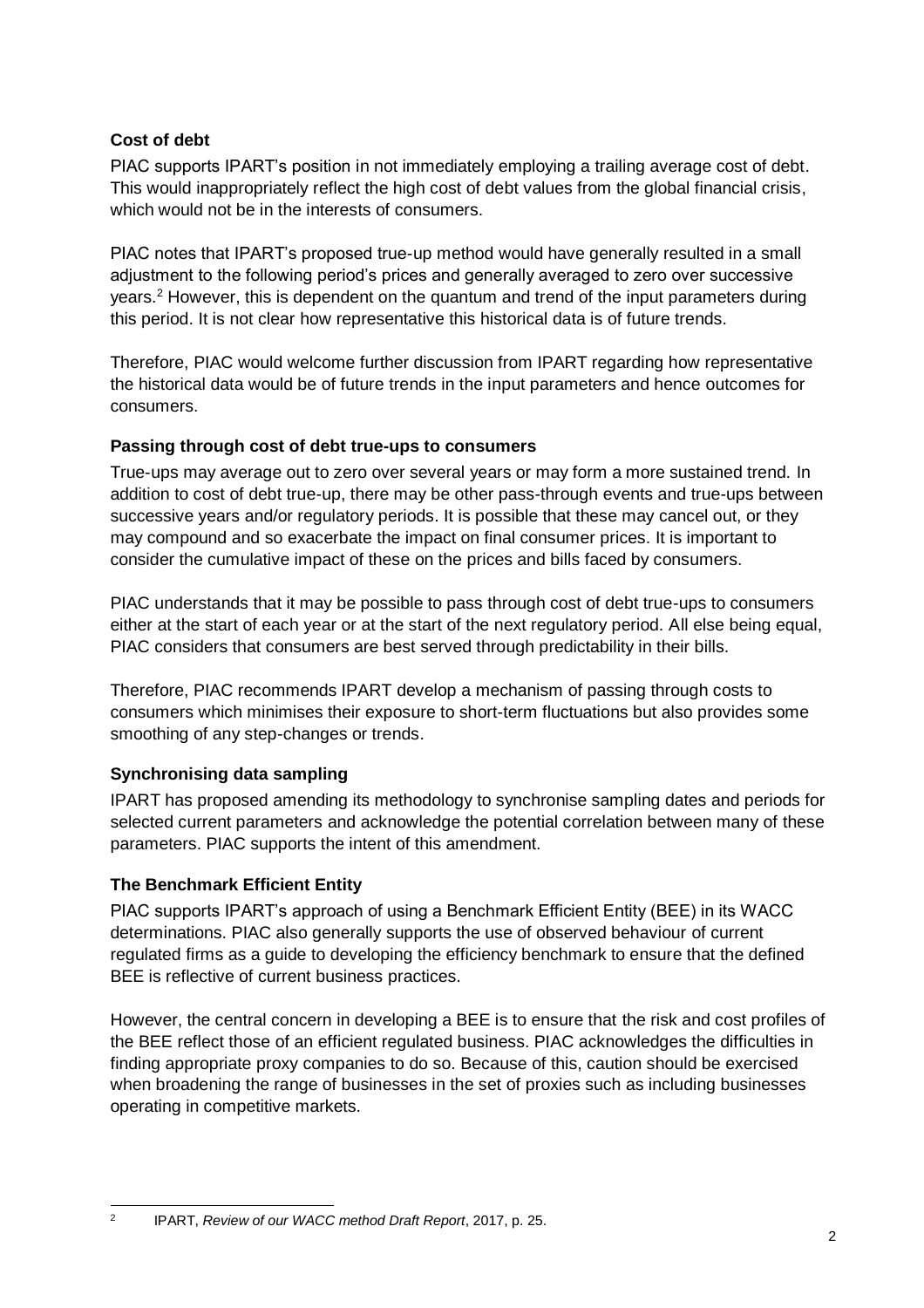### Cost of debt

PIAC supports IPART's position in not immediately employing a trailing average cost of debt. This would inappropriately reflect the high cost of debt values from the global financial crisis, which would not be in the interests of consumers.

PIAC notes that IPART's proposed true-up method would have generally resulted in a small adjustment to the following period's prices and generally averaged to zero over successive years.[2] However, this is dependent on the quantum and trend of the input parameters during this period. It is not clear how representative this historical data is of future trends.

Therefore, PIAC would welcome further discussion from IPART regarding how representative the historical data would be of future trends in the input parameters and hence outcomes for consumers.

### Passing through cost of debt true-ups to consumers

True-ups may average out to zero over several years or may form a more sustained trend. In addition to cost of debt true-up, there may be other pass-through events and true-ups between successive years and/or regulatory periods. It is possible that these may cancel out, or they may compound and so exacerbate the impact on final consumer prices. It is important to consider the cumulative impact of these on the prices and bills faced by consumers.

PIAC understands that it may be possible to pass through cost of debt true-ups to consumers either at the start of each year or at the start of the next regulatory period. All else being equal, PIAC considers that consumers are best served through predictability in their bills.

Therefore, PIAC recommends IPART develop a mechanism of passing through costs to consumers which minimises their exposure to short-term fluctuations but also provides some smoothing of any step-changes or trends.

### Synchronising data sampling

IPART has proposed amending its methodology to synchronise sampling dates and periods for selected current parameters and acknowledge the potential correlation between many of these parameters. PIAC supports the intent of this amendment.

### The Benchmark Efficient Entity

PIAC supports IPART's approach of using a Benchmark Efficient Entity (BEE) in its WACC determinations. PIAC also generally supports the use of observed behaviour of current regulated firms as a guide to developing the efficiency benchmark to ensure that the defined BEE is reflective of current business practices.

However, the central concern in developing a BEE is to ensure that the risk and cost profiles of the BEE reflect those of an efficient regulated business. PIAC acknowledges the difficulties in finding appropriate proxy companies to do so. Because of this, caution should be exercised when broadening the range of businesses in the set of proxies such as including businesses operating in competitive markets.

---

[2] IPART, *Review of our WACC method Draft Report*, 2017, p. 25.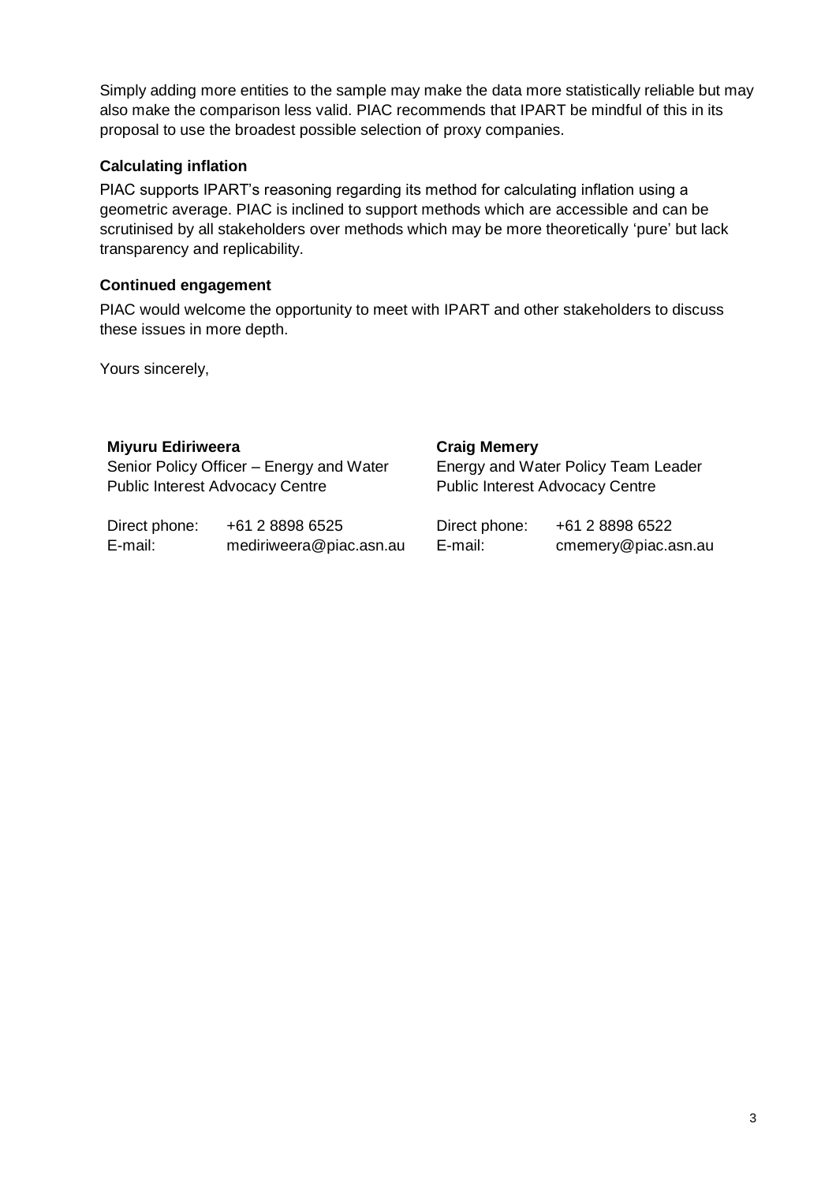Simply adding more entities to the sample may make the data more statistically reliable but may also make the comparison less valid. PIAC recommends that IPART be mindful of this in its proposal to use the broadest possible selection of proxy companies.

### Calculating inflation

PIAC supports IPART's reasoning regarding its method for calculating inflation using a geometric average. PIAC is inclined to support methods which are accessible and can be scrutinised by all stakeholders over methods which may be more theoretically 'pure' but lack transparency and replicability.

### Continued engagement

PIAC would welcome the opportunity to meet with IPART and other stakeholders to discuss these issues in more depth.

Yours sincerely,

**Miyuru Ediriweera**
Senior Policy Officer – Energy and Water
Public Interest Advocacy Centre

Direct phone: +61 2 8898 6525
E-mail: mediriweera@piac.asn.au

**Craig Memery**
Energy and Water Policy Team Leader
Public Interest Advocacy Centre

Direct phone: +61 2 8898 6522
E-mail: cmemery@piac.asn.au